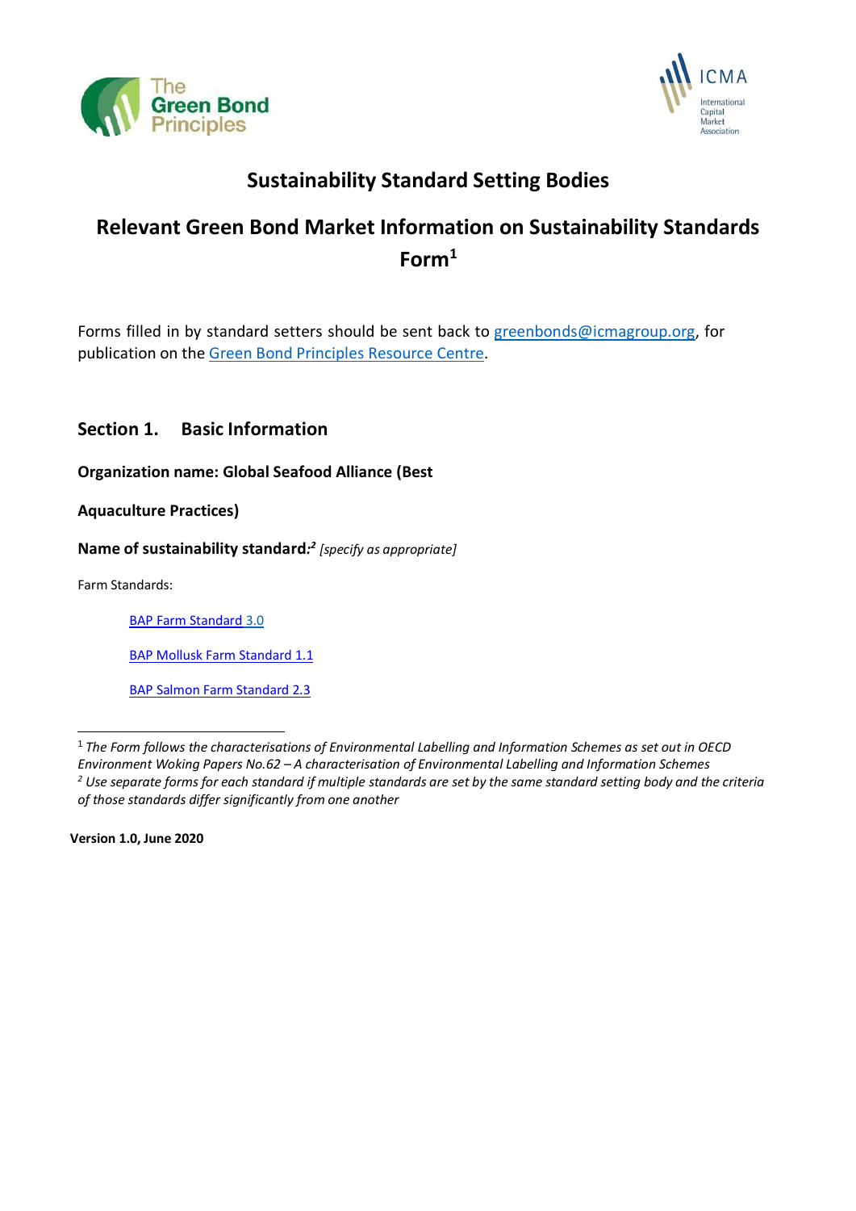# Sustainability Standard Setting Bodies

## Relevant Green Bond Market Information on Sustainability Standards Form[1]

Forms filled in by standard setters should be sent back to greenbonds@icmagroup.org, for publication on the Green Bond Principles Resource Centre.

## Section 1. Basic Information

**Organization name: Global Seafood Alliance (Best**

**Aquaculture Practices)**

**Name of sustainability standard:**[2] *[specify as appropriate]*

Farm Standards:

- BAP Farm Standard 3.0
- BAP Mollusk Farm Standard 1.1
- BAP Salmon Farm Standard 2.3

---

[1] *The Form follows the characterisations of Environmental Labelling and Information Schemes as set out in OECD Environment Woking Papers No.62 – A characterisation of Environmental Labelling and Information Schemes*

[2] *Use separate forms for each standard if multiple standards are set by the same standard setting body and the criteria of those standards differ significantly from one another*

**Version 1.0, June 2020**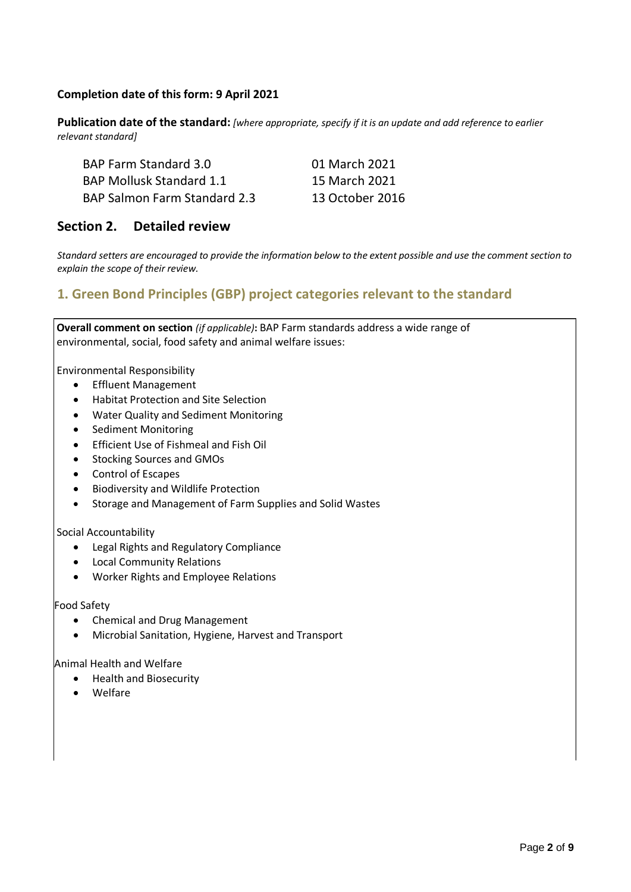**Completion date of this form: 9 April 2021**

**Publication date of the standard:** *[where appropriate, specify if it is an update and add reference to earlier relevant standard]*

| | |
|---|---|
| BAP Farm Standard 3.0 | 01 March 2021 |
| BAP Mollusk Standard 1.1 | 15 March 2021 |
| BAP Salmon Farm Standard 2.3 | 13 October 2016 |

## Section 2. Detailed review

*Standard setters are encouraged to provide the information below to the extent possible and use the comment section to explain the scope of their review.*

### 1. Green Bond Principles (GBP) project categories relevant to the standard

**Overall comment on section** *(if applicable)***:** BAP Farm standards address a wide range of environmental, social, food safety and animal welfare issues:

Environmental Responsibility

- Effluent Management
- Habitat Protection and Site Selection
- Water Quality and Sediment Monitoring
- Sediment Monitoring
- Efficient Use of Fishmeal and Fish Oil
- Stocking Sources and GMOs
- Control of Escapes
- Biodiversity and Wildlife Protection
- Storage and Management of Farm Supplies and Solid Wastes

Social Accountability

- Legal Rights and Regulatory Compliance
- Local Community Relations
- Worker Rights and Employee Relations

Food Safety

- Chemical and Drug Management
- Microbial Sanitation, Hygiene, Harvest and Transport

Animal Health and Welfare

- Health and Biosecurity
- Welfare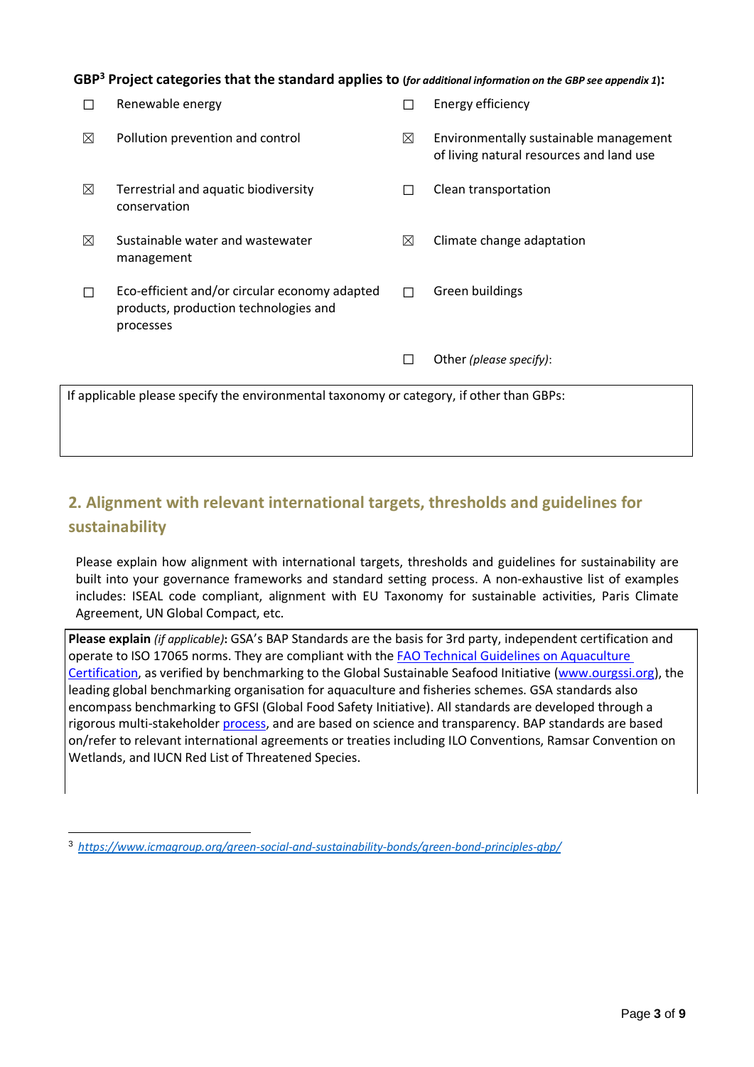**GBP[3] Project categories that the standard applies to** (*for additional information on the GBP see appendix 1*)**:**

- ☐ Renewable energy
- ☐ Energy efficiency
- ☒ Pollution prevention and control
- ☒ Environmentally sustainable management of living natural resources and land use
- ☒ Terrestrial and aquatic biodiversity conservation
- ☐ Clean transportation
- ☒ Sustainable water and wastewater management
- ☒ Climate change adaptation
- ☐ Eco-efficient and/or circular economy adapted products, production technologies and processes
- ☐ Green buildings
- ☐ Other *(please specify)*:

If applicable please specify the environmental taxonomy or category, if other than GBPs:

## 2. Alignment with relevant international targets, thresholds and guidelines for sustainability

Please explain how alignment with international targets, thresholds and guidelines for sustainability are built into your governance frameworks and standard setting process. A non-exhaustive list of examples includes: ISEAL code compliant, alignment with EU Taxonomy for sustainable activities, Paris Climate Agreement, UN Global Compact, etc.

**Please explain** *(if applicable)*: GSA's BAP Standards are the basis for 3rd party, independent certification and operate to ISO 17065 norms. They are compliant with the FAO Technical Guidelines on Aquaculture Certification, as verified by benchmarking to the Global Sustainable Seafood Initiative (www.ourgssi.org), the leading global benchmarking organisation for aquaculture and fisheries schemes. GSA standards also encompass benchmarking to GFSI (Global Food Safety Initiative). All standards are developed through a rigorous multi-stakeholder process, and are based on science and transparency. BAP standards are based on/refer to relevant international agreements or treaties including ILO Conventions, Ramsar Convention on Wetlands, and IUCN Red List of Threatened Species.

[3] *https://www.icmagroup.org/green-social-and-sustainability-bonds/green-bond-principles-gbp/*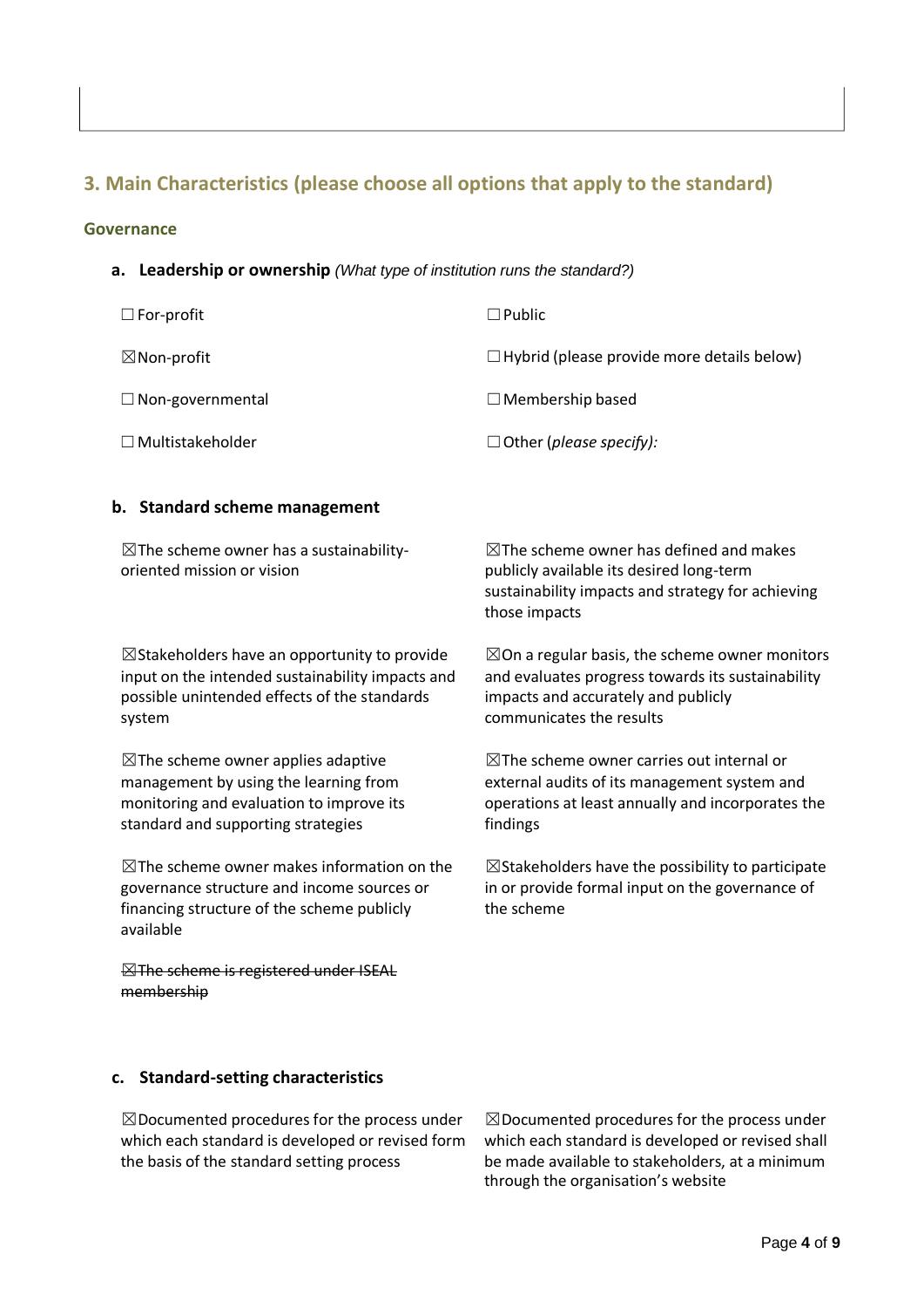## 3. Main Characteristics (please choose all options that apply to the standard)

### Governance

**a. Leadership or ownership** *(What type of institution runs the standard?)*

☐For-profit

☐Public

☒Non-profit

☐Hybrid (please provide more details below)

☐Non-governmental

☐Membership based

☐Multistakeholder

☐Other (*please specify):*

**b. Standard scheme management**

☒The scheme owner has a sustainability-oriented mission or vision

☒The scheme owner has defined and makes publicly available its desired long-term sustainability impacts and strategy for achieving those impacts

☒Stakeholders have an opportunity to provide input on the intended sustainability impacts and possible unintended effects of the standards system

☒On a regular basis, the scheme owner monitors and evaluates progress towards its sustainability impacts and accurately and publicly communicates the results

☒The scheme owner applies adaptive management by using the learning from monitoring and evaluation to improve its standard and supporting strategies

☒The scheme owner carries out internal or external audits of its management system and operations at least annually and incorporates the findings

☒The scheme owner makes information on the governance structure and income sources or financing structure of the scheme publicly available

☒Stakeholders have the possibility to participate in or provide formal input on the governance of the scheme

~~☒The scheme is registered under ISEAL membership~~

**c. Standard-setting characteristics**

☒Documented procedures for the process under which each standard is developed or revised form the basis of the standard setting process

☒Documented procedures for the process under which each standard is developed or revised shall be made available to stakeholders, at a minimum through the organisation's website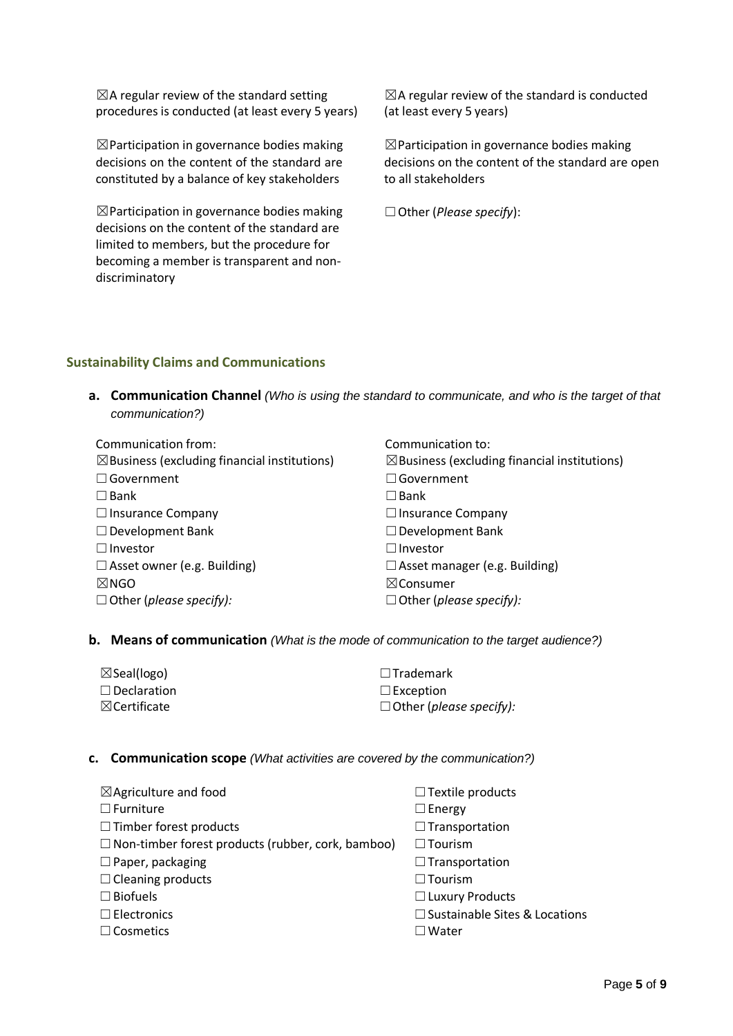☒A regular review of the standard setting procedures is conducted (at least every 5 years)

☒Participation in governance bodies making decisions on the content of the standard are constituted by a balance of key stakeholders

☒Participation in governance bodies making decisions on the content of the standard are limited to members, but the procedure for becoming a member is transparent and non-discriminatory

☒A regular review of the standard is conducted (at least every 5 years)

☒Participation in governance bodies making decisions on the content of the standard are open to all stakeholders

☐Other (*Please specify*):

## Sustainability Claims and Communications

**a. Communication Channel** *(Who is using the standard to communicate, and who is the target of that communication?)*

Communication from:
☒Business (excluding financial institutions)
☐Government
☐Bank
☐Insurance Company
☐Development Bank
☐Investor
☐Asset owner (e.g. Building)
☒NGO
☐Other (*please specify):*

Communication to:
☒Business (excluding financial institutions)
☐Government
☐Bank
☐Insurance Company
☐Development Bank
☐Investor
☐Asset manager (e.g. Building)
☒Consumer
☐Other (*please specify):*

**b. Means of communication** *(What is the mode of communication to the target audience?)*

☒Seal(logo)
☐Declaration
☒Certificate
☐Trademark
☐Exception
☐Other (*please specify):*

**c. Communication scope** *(What activities are covered by the communication?)*

☒Agriculture and food
☐Furniture
☐Timber forest products
☐Non-timber forest products (rubber, cork, bamboo)
☐Paper, packaging
☐Cleaning products
☐Biofuels
☐Electronics
☐Cosmetics
☐Textile products
☐Energy
☐Transportation
☐Tourism
☐Transportation
☐Tourism
☐Luxury Products
☐Sustainable Sites & Locations
☐Water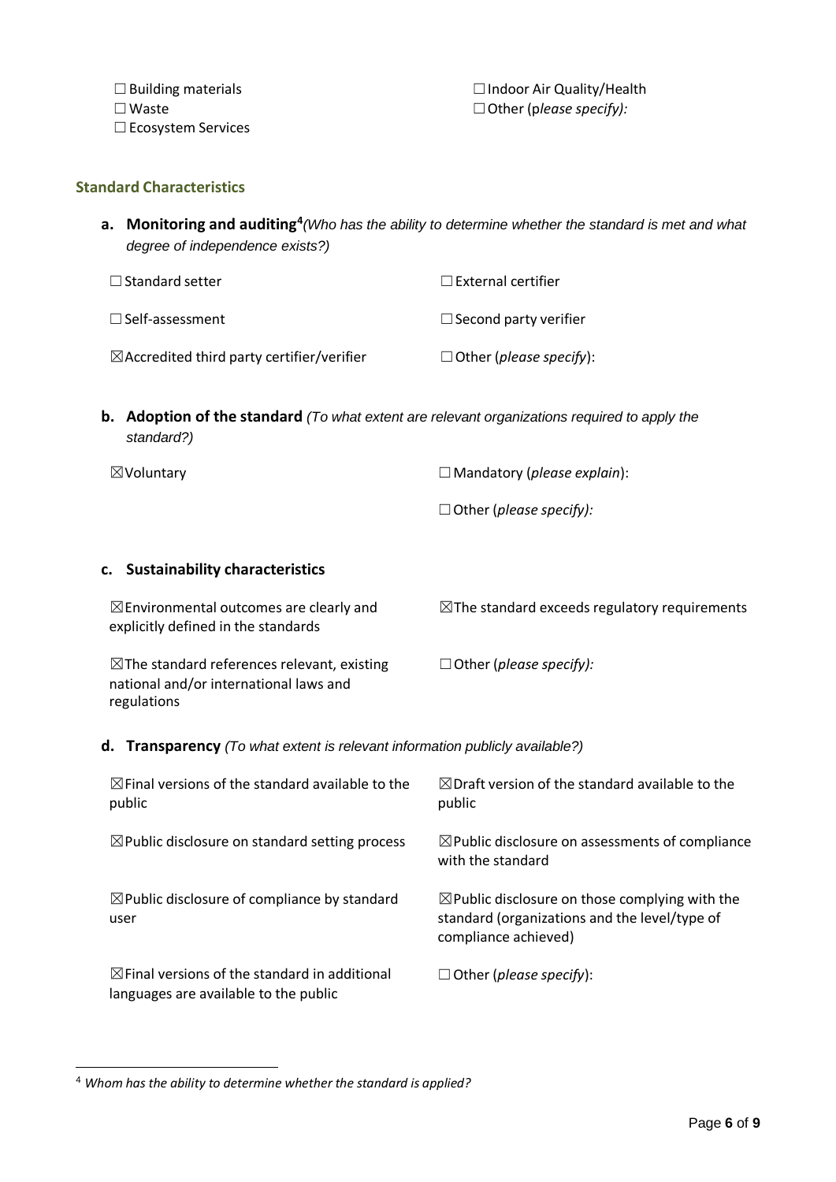☐ Building materials
☐ Waste
☐ Ecosystem Services
☐ Indoor Air Quality/Health
☐ Other (*please specify):*

### Standard Characteristics

**a. Monitoring and auditing**[4] *(Who has the ability to determine whether the standard is met and what degree of independence exists?)*

☐ Standard setter
☐ External certifier
☐ Self-assessment
☐ Second party verifier
☒ Accredited third party certifier/verifier
☐ Other (*please specify*):

**b. Adoption of the standard** *(To what extent are relevant organizations required to apply the standard?)*

☒ Voluntary
☐ Mandatory (*please explain*):
☐ Other (*please specify):*

**c. Sustainability characteristics**

☒ Environmental outcomes are clearly and explicitly defined in the standards
☒ The standard exceeds regulatory requirements
☒ The standard references relevant, existing national and/or international laws and regulations
☐ Other (*please specify):*

**d. Transparency** *(To what extent is relevant information publicly available?)*

☒ Final versions of the standard available to the public
☒ Draft version of the standard available to the public
☒ Public disclosure on standard setting process
☒ Public disclosure on assessments of compliance with the standard
☒ Public disclosure of compliance by standard user
☒ Public disclosure on those complying with the standard (organizations and the level/type of compliance achieved)
☒ Final versions of the standard in additional languages are available to the public
☐ Other (*please specify*):

---

[4] *Whom has the ability to determine whether the standard is applied?*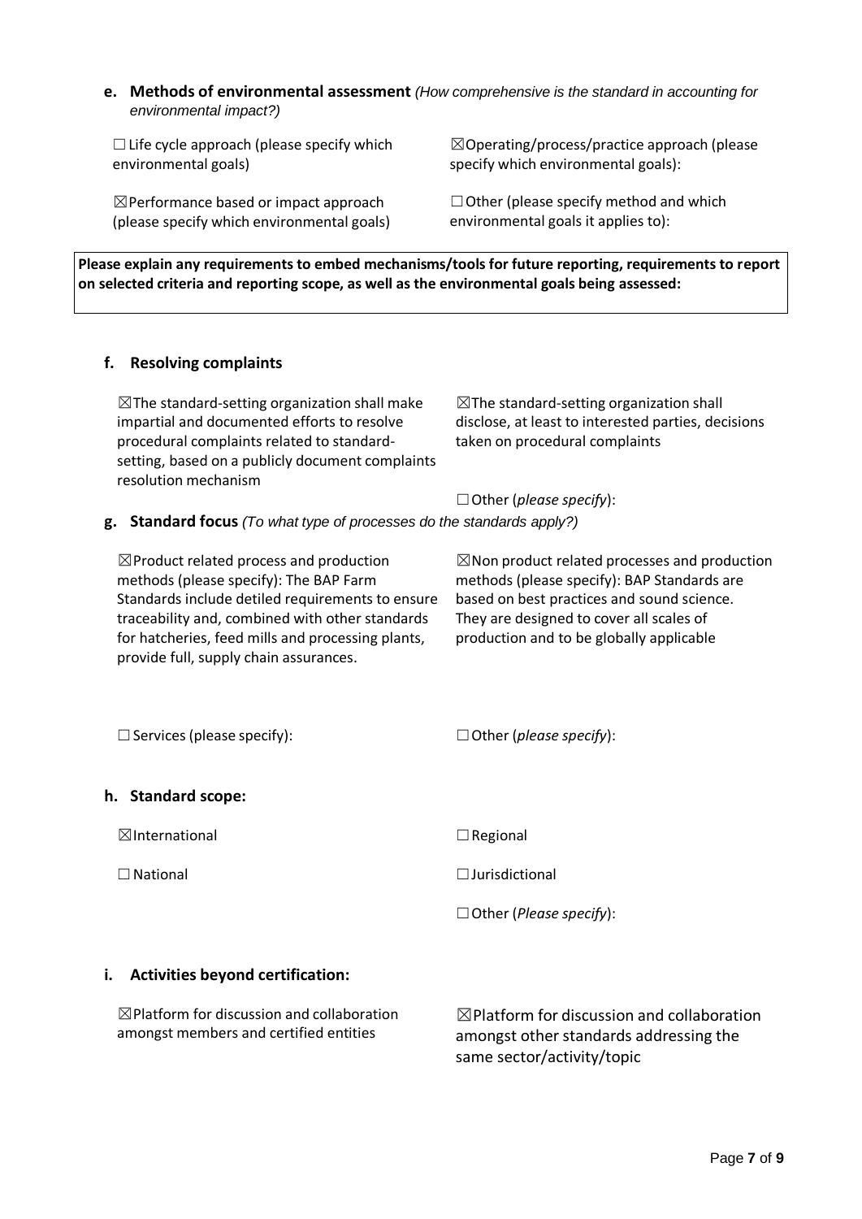**e. Methods of environmental assessment** *(How comprehensive is the standard in accounting for environmental impact?)*

☐ Life cycle approach (please specify which environmental goals)

☒Operating/process/practice approach (please specify which environmental goals):

☒Performance based or impact approach (please specify which environmental goals)

☐ Other (please specify method and which environmental goals it applies to):

**Please explain any requirements to embed mechanisms/tools for future reporting, requirements to report on selected criteria and reporting scope, as well as the environmental goals being assessed:**

**f. Resolving complaints**

☒The standard-setting organization shall make impartial and documented efforts to resolve procedural complaints related to standard-setting, based on a publicly document complaints resolution mechanism

☒The standard-setting organization shall disclose, at least to interested parties, decisions taken on procedural complaints

☐ Other (*please specify*):

**g. Standard focus** *(To what type of processes do the standards apply?)*

☒Product related process and production methods (please specify): The BAP Farm Standards include detiled requirements to ensure traceability and, combined with other standards for hatcheries, feed mills and processing plants, provide full, supply chain assurances.

☒Non product related processes and production methods (please specify): BAP Standards are based on best practices and sound science. They are designed to cover all scales of production and to be globally applicable

☐ Services (please specify):

☐ Other (*please specify*):

**h. Standard scope:**

☒International

☐ Regional

☐ National

☐ Jurisdictional

☐ Other (*Please specify*):

**i. Activities beyond certification:**

☒Platform for discussion and collaboration amongst members and certified entities

☒Platform for discussion and collaboration amongst other standards addressing the same sector/activity/topic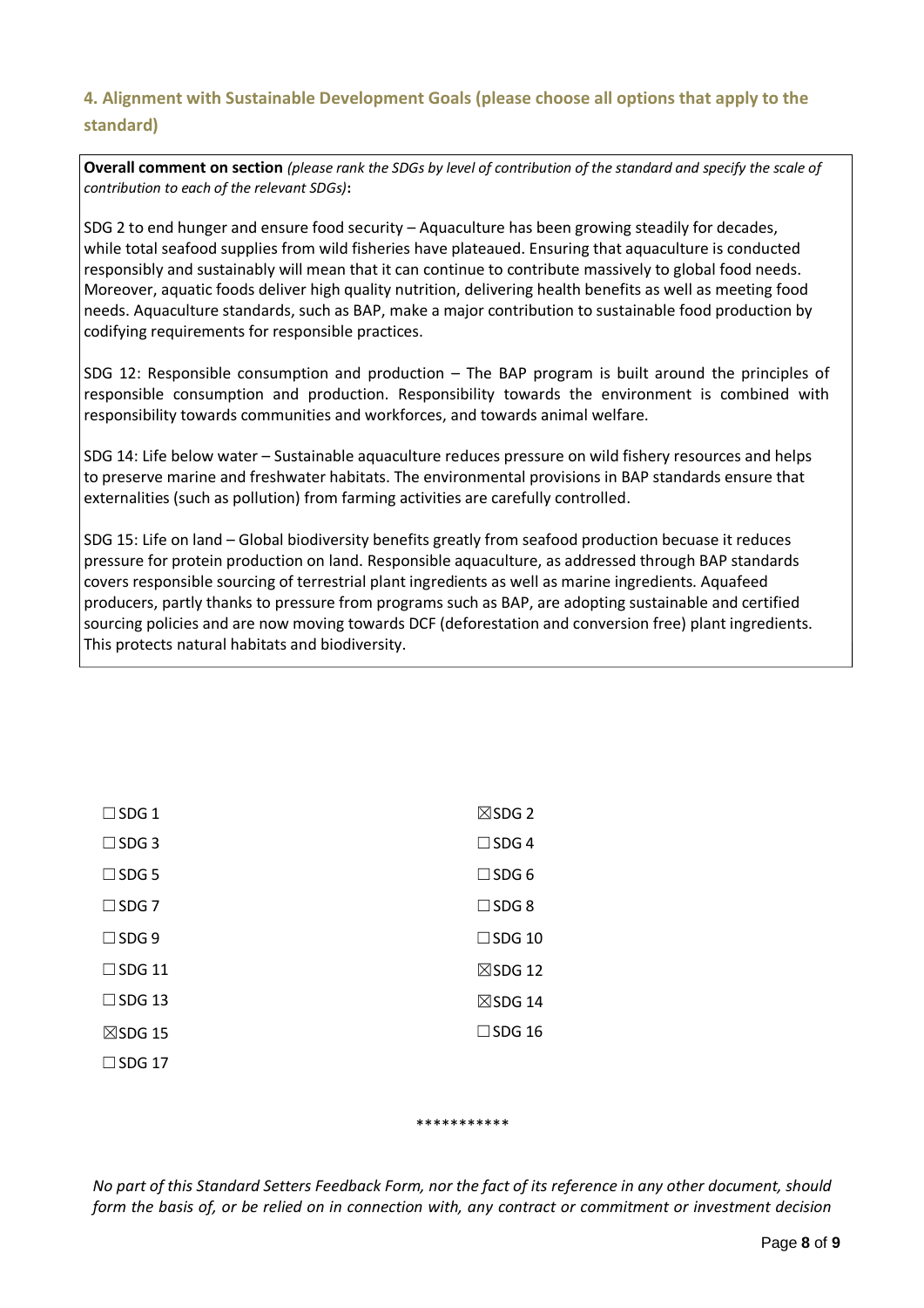## 4. Alignment with Sustainable Development Goals (please choose all options that apply to the standard)

**Overall comment on section** *(please rank the SDGs by level of contribution of the standard and specify the scale of contribution to each of the relevant SDGs)***:**

SDG 2 to end hunger and ensure food security – Aquaculture has been growing steadily for decades, while total seafood supplies from wild fisheries have plateaued. Ensuring that aquaculture is conducted responsibly and sustainably will mean that it can continue to contribute massively to global food needs. Moreover, aquatic foods deliver high quality nutrition, delivering health benefits as well as meeting food needs. Aquaculture standards, such as BAP, make a major contribution to sustainable food production by codifying requirements for responsible practices.

SDG 12: Responsible consumption and production – The BAP program is built around the principles of responsible consumption and production. Responsibility towards the environment is combined with responsibility towards communities and workforces, and towards animal welfare.

SDG 14: Life below water – Sustainable aquaculture reduces pressure on wild fishery resources and helps to preserve marine and freshwater habitats. The environmental provisions in BAP standards ensure that externalities (such as pollution) from farming activities are carefully controlled.

SDG 15: Life on land – Global biodiversity benefits greatly from seafood production becuase it reduces pressure for protein production on land. Responsible aquaculture, as addressed through BAP standards covers responsible sourcing of terrestrial plant ingredients as well as marine ingredients. Aquafeed producers, partly thanks to pressure from programs such as BAP, are adopting sustainable and certified sourcing policies and are now moving towards DCF (deforestation and conversion free) plant ingredients. This protects natural habitats and biodiversity.

- ☐ SDG 1
- ☒ SDG 2
- ☐ SDG 3
- ☐ SDG 4
- ☐ SDG 5
- ☐ SDG 6
- ☐ SDG 7
- ☐ SDG 8
- ☐ SDG 9
- ☐ SDG 10
- ☐ SDG 11
- ☒ SDG 12
- ☐ SDG 13
- ☒ SDG 14
- ☒ SDG 15
- ☐ SDG 16
- ☐ SDG 17

***********

*No part of this Standard Setters Feedback Form, nor the fact of its reference in any other document, should form the basis of, or be relied on in connection with, any contract or commitment or investment decision*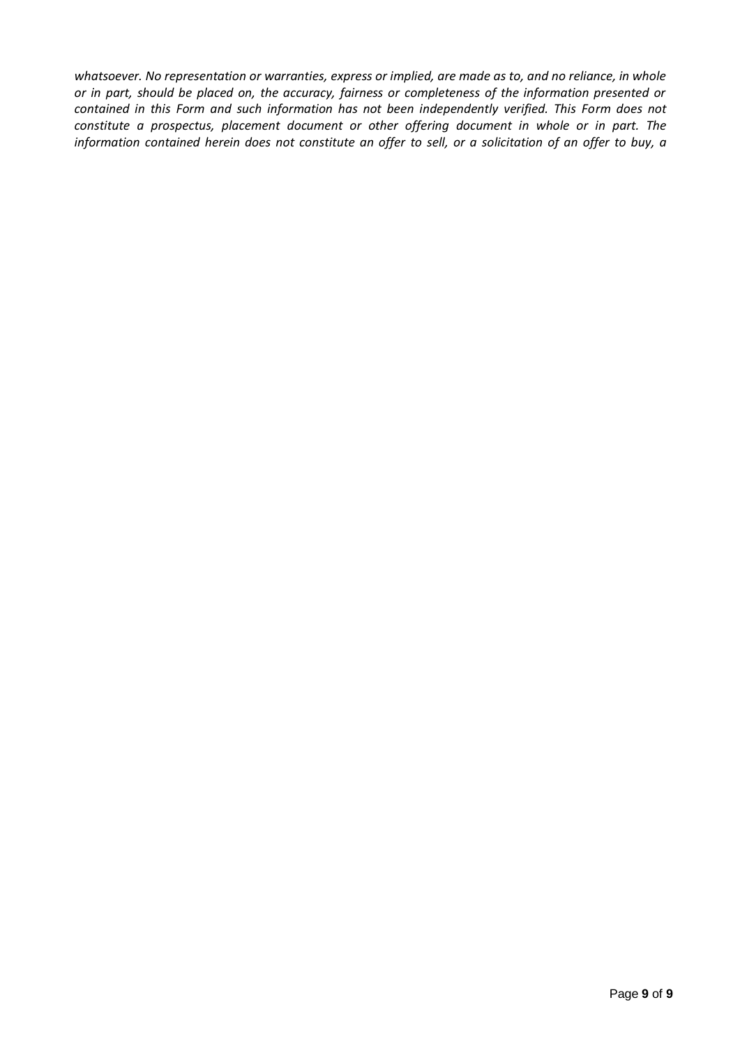*whatsoever. No representation or warranties, express or implied, are made as to, and no reliance, in whole or in part, should be placed on, the accuracy, fairness or completeness of the information presented or contained in this Form and such information has not been independently verified. This Form does not constitute a prospectus, placement document or other offering document in whole or in part. The information contained herein does not constitute an offer to sell, or a solicitation of an offer to buy, a*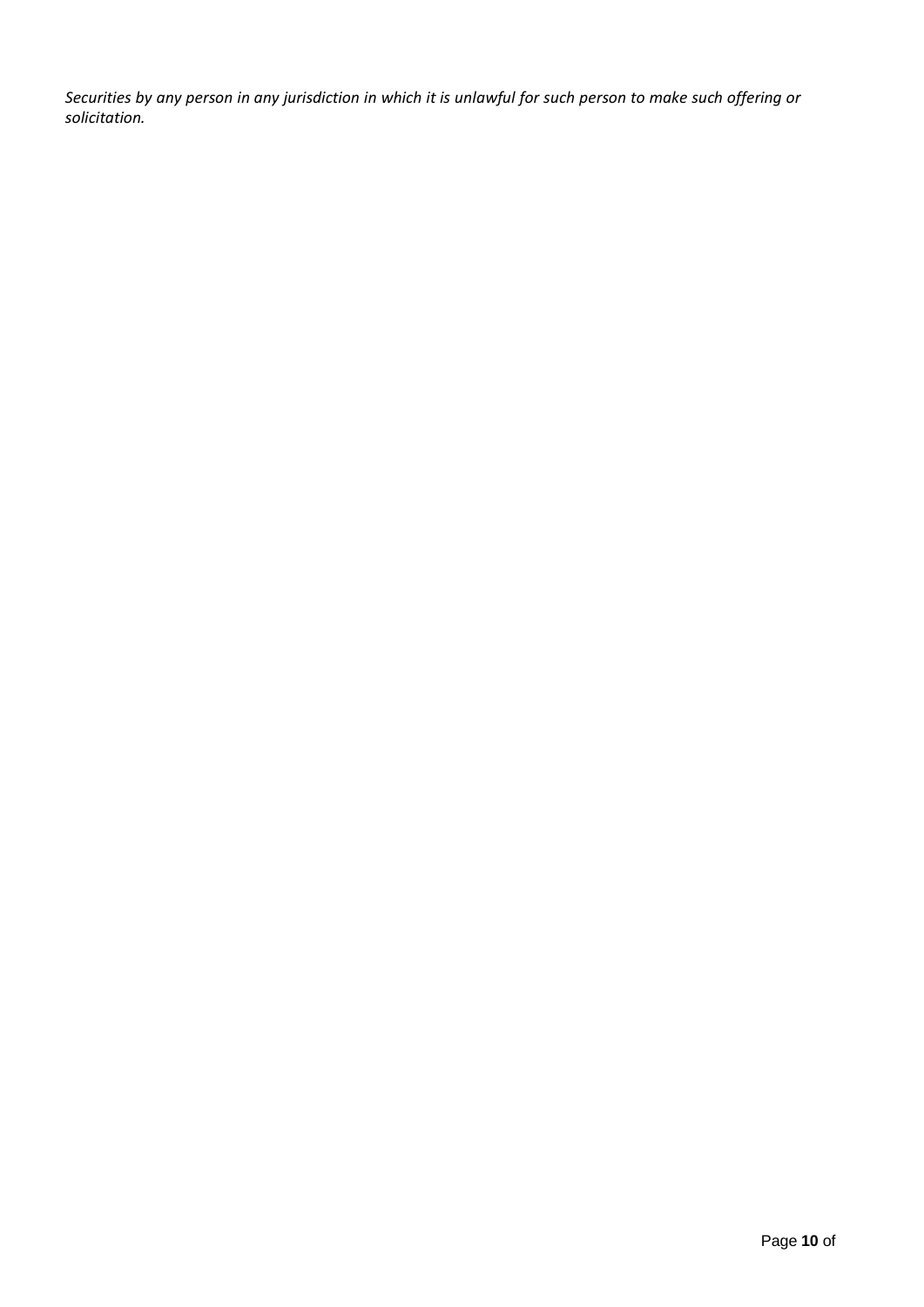*Securities by any person in any jurisdiction in which it is unlawful for such person to make such offering or solicitation.*